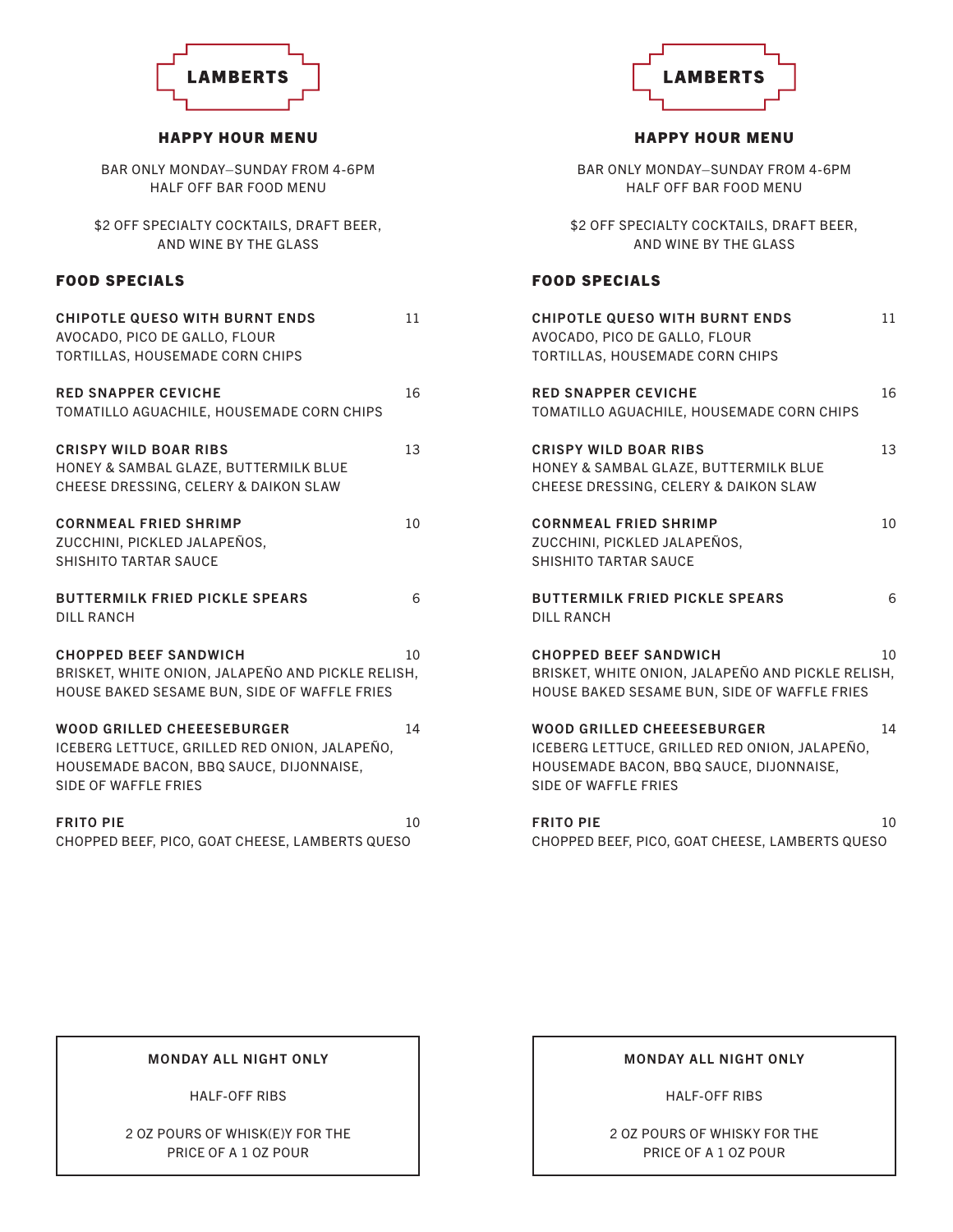# LAMBERTS

## HAPPY HOUR MENU

BAR ONLY MONDAY–SUNDAY FROM 4-6PM
HALF OFF BAR FOOD MENU

$2 OFF SPECIALTY COCKTAILS, DRAFT BEER, AND WINE BY THE GLASS

### FOOD SPECIALS

**CHIPOTLE QUESO WITH BURNT ENDS** 11
AVOCADO, PICO DE GALLO, FLOUR TORTILLAS, HOUSEMADE CORN CHIPS

**RED SNAPPER CEVICHE** 16
TOMATILLO AGUACHILE, HOUSEMADE CORN CHIPS

**CRISPY WILD BOAR RIBS** 13
HONEY & SAMBAL GLAZE, BUTTERMILK BLUE CHEESE DRESSING, CELERY & DAIKON SLAW

**CORNMEAL FRIED SHRIMP** 10
ZUCCHINI, PICKLED JALAPEÑOS, SHISHITO TARTAR SAUCE

**BUTTERMILK FRIED PICKLE SPEARS** 6
DILL RANCH

**CHOPPED BEEF SANDWICH** 10
BRISKET, WHITE ONION, JALAPEÑO AND PICKLE RELISH, HOUSE BAKED SESAME BUN, SIDE OF WAFFLE FRIES

**WOOD GRILLED CHEEESEBURGER** 14
ICEBERG LETTUCE, GRILLED RED ONION, JALAPEÑO, HOUSEMADE BACON, BBQ SAUCE, DIJONNAISE, SIDE OF WAFFLE FRIES

**FRITO PIE** 10
CHOPPED BEEF, PICO, GOAT CHEESE, LAMBERTS QUESO

**MONDAY ALL NIGHT ONLY**

HALF-OFF RIBS

2 OZ POURS OF WHISK(E)Y FOR THE PRICE OF A 1 OZ POUR

# LAMBERTS

## HAPPY HOUR MENU

BAR ONLY MONDAY–SUNDAY FROM 4-6PM
HALF OFF BAR FOOD MENU

$2 OFF SPECIALTY COCKTAILS, DRAFT BEER, AND WINE BY THE GLASS

### FOOD SPECIALS

**CHIPOTLE QUESO WITH BURNT ENDS** 11
AVOCADO, PICO DE GALLO, FLOUR TORTILLAS, HOUSEMADE CORN CHIPS

**RED SNAPPER CEVICHE** 16
TOMATILLO AGUACHILE, HOUSEMADE CORN CHIPS

**CRISPY WILD BOAR RIBS** 13
HONEY & SAMBAL GLAZE, BUTTERMILK BLUE CHEESE DRESSING, CELERY & DAIKON SLAW

**CORNMEAL FRIED SHRIMP** 10
ZUCCHINI, PICKLED JALAPEÑOS, SHISHITO TARTAR SAUCE

**BUTTERMILK FRIED PICKLE SPEARS** 6
DILL RANCH

**CHOPPED BEEF SANDWICH** 10
BRISKET, WHITE ONION, JALAPEÑO AND PICKLE RELISH, HOUSE BAKED SESAME BUN, SIDE OF WAFFLE FRIES

**WOOD GRILLED CHEEESEBURGER** 14
ICEBERG LETTUCE, GRILLED RED ONION, JALAPEÑO, HOUSEMADE BACON, BBQ SAUCE, DIJONNAISE, SIDE OF WAFFLE FRIES

**FRITO PIE** 10
CHOPPED BEEF, PICO, GOAT CHEESE, LAMBERTS QUESO

**MONDAY ALL NIGHT ONLY**

HALF-OFF RIBS

2 OZ POURS OF WHISKY FOR THE PRICE OF A 1 OZ POUR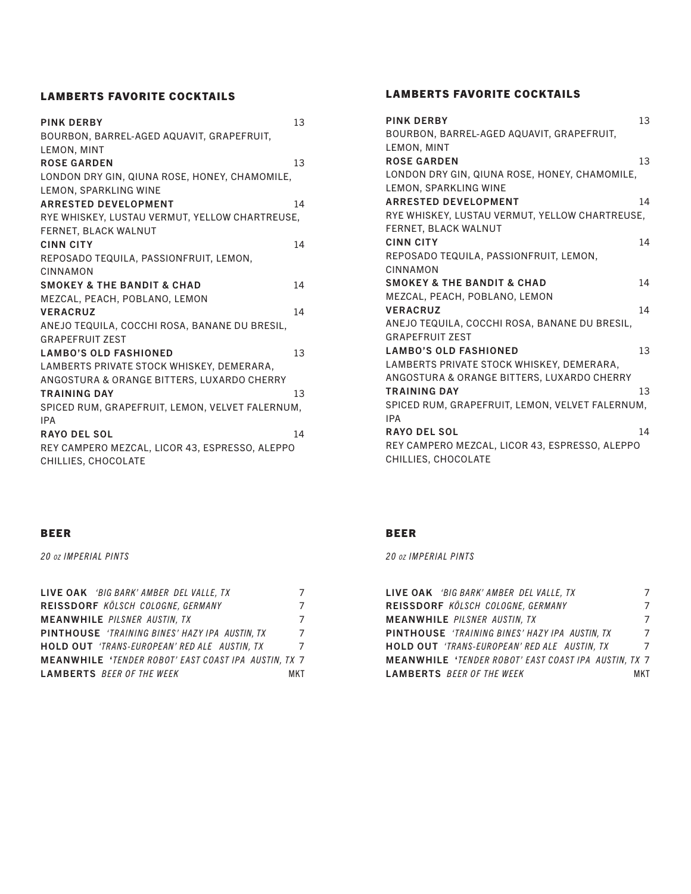## LAMBERTS FAVORITE COCKTAILS

**PINK DERBY** 13
BOURBON, BARREL-AGED AQUAVIT, GRAPEFRUIT, LEMON, MINT

**ROSE GARDEN** 13
LONDON DRY GIN, QIUNA ROSE, HONEY, CHAMOMILE, LEMON, SPARKLING WINE

**ARRESTED DEVELOPMENT** 14
RYE WHISKEY, LUSTAU VERMUT, YELLOW CHARTREUSE, FERNET, BLACK WALNUT

**CINN CITY** 14
REPOSADO TEQUILA, PASSIONFRUIT, LEMON, CINNAMON

**SMOKEY & THE BANDIT & CHAD** 14
MEZCAL, PEACH, POBLANO, LEMON

**VERACRUZ** 14
ANEJO TEQUILA, COCCHI ROSA, BANANE DU BRESIL, GRAPEFRUIT ZEST

**LAMBO'S OLD FASHIONED** 13
LAMBERTS PRIVATE STOCK WHISKEY, DEMERARA, ANGOSTURA & ORANGE BITTERS, LUXARDO CHERRY

**TRAINING DAY** 13
SPICED RUM, GRAPEFRUIT, LEMON, VELVET FALERNUM, IPA

**RAYO DEL SOL** 14
REY CAMPERO MEZCAL, LICOR 43, ESPRESSO, ALEPPO CHILLIES, CHOCOLATE

## BEER

*20 oz IMPERIAL PINTS*

**LIVE OAK** *'BIG BARK' AMBER DEL VALLE, TX* 7
**REISSDORF** *KÖLSCH COLOGNE, GERMANY* 7
**MEANWHILE** *PILSNER AUSTIN, TX* 7
**PINTHOUSE** *'TRAINING BINES' HAZY IPA AUSTIN, TX* 7
**HOLD OUT** *'TRANS-EUROPEAN' RED ALE AUSTIN, TX* 7
**MEANWHILE** *'TENDER ROBOT' EAST COAST IPA AUSTIN, TX* 7
**LAMBERTS** *BEER OF THE WEEK* MKT

## LAMBERTS FAVORITE COCKTAILS

**PINK DERBY** 13
BOURBON, BARREL-AGED AQUAVIT, GRAPEFRUIT, LEMON, MINT

**ROSE GARDEN** 13
LONDON DRY GIN, QIUNA ROSE, HONEY, CHAMOMILE, LEMON, SPARKLING WINE

**ARRESTED DEVELOPMENT** 14
RYE WHISKEY, LUSTAU VERMUT, YELLOW CHARTREUSE, FERNET, BLACK WALNUT

**CINN CITY** 14
REPOSADO TEQUILA, PASSIONFRUIT, LEMON, CINNAMON

**SMOKEY & THE BANDIT & CHAD** 14
MEZCAL, PEACH, POBLANO, LEMON

**VERACRUZ** 14
ANEJO TEQUILA, COCCHI ROSA, BANANE DU BRESIL, GRAPEFRUIT ZEST

**LAMBO'S OLD FASHIONED** 13
LAMBERTS PRIVATE STOCK WHISKEY, DEMERARA, ANGOSTURA & ORANGE BITTERS, LUXARDO CHERRY

**TRAINING DAY** 13
SPICED RUM, GRAPEFRUIT, LEMON, VELVET FALERNUM, IPA

**RAYO DEL SOL** 14
REY CAMPERO MEZCAL, LICOR 43, ESPRESSO, ALEPPO CHILLIES, CHOCOLATE

## BEER

*20 oz IMPERIAL PINTS*

**LIVE OAK** *'BIG BARK' AMBER DEL VALLE, TX* 7
**REISSDORF** *KÖLSCH COLOGNE, GERMANY* 7
**MEANWHILE** *PILSNER AUSTIN, TX* 7
**PINTHOUSE** *'TRAINING BINES' HAZY IPA AUSTIN, TX* 7
**HOLD OUT** *'TRANS-EUROPEAN' RED ALE AUSTIN, TX* 7
**MEANWHILE** *'TENDER ROBOT' EAST COAST IPA AUSTIN, TX* 7
**LAMBERTS** *BEER OF THE WEEK* MKT